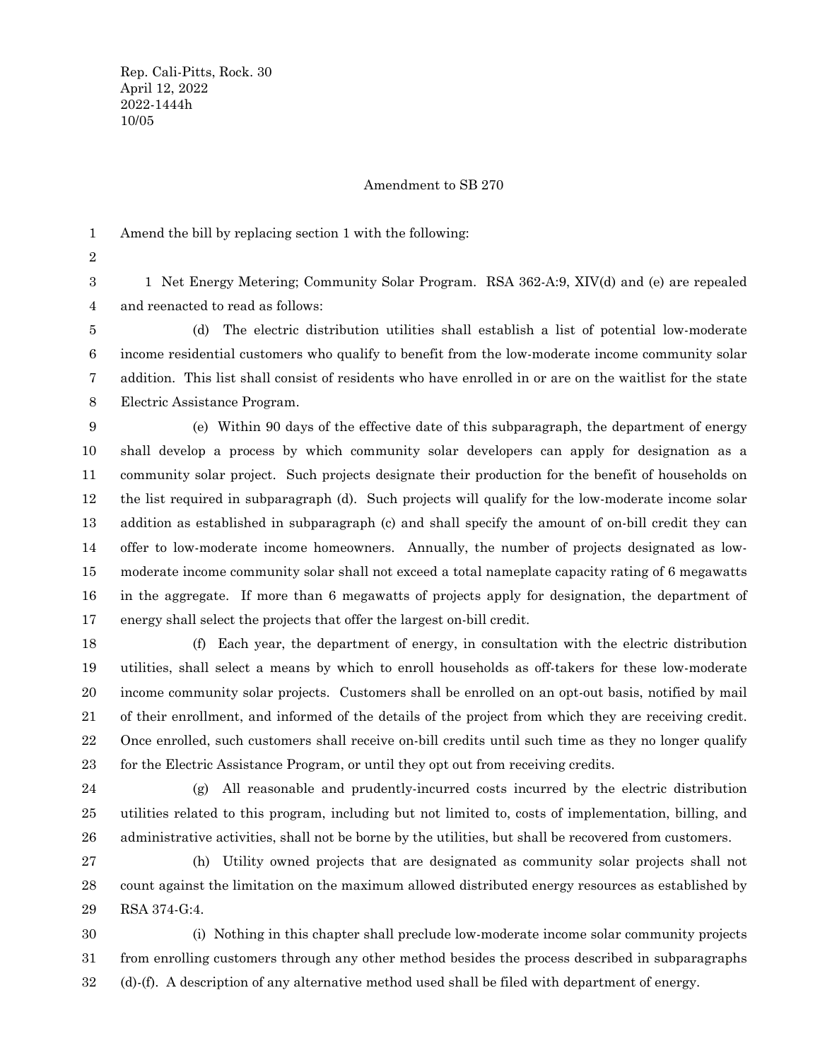Rep. Cali-Pitts, Rock. 30
April 12, 2022
2022-1444h
10/05

Amendment to SB 270

Amend the bill by replacing section 1 with the following:

1 Net Energy Metering; Community Solar Program. RSA 362-A:9, XIV(d) and (e) are repealed and reenacted to read as follows:

(d) The electric distribution utilities shall establish a list of potential low-moderate income residential customers who qualify to benefit from the low-moderate income community solar addition. This list shall consist of residents who have enrolled in or are on the waitlist for the state Electric Assistance Program.

(e) Within 90 days of the effective date of this subparagraph, the department of energy shall develop a process by which community solar developers can apply for designation as a community solar project. Such projects designate their production for the benefit of households on the list required in subparagraph (d). Such projects will qualify for the low-moderate income solar addition as established in subparagraph (c) and shall specify the amount of on-bill credit they can offer to low-moderate income homeowners. Annually, the number of projects designated as low-moderate income community solar shall not exceed a total nameplate capacity rating of 6 megawatts in the aggregate. If more than 6 megawatts of projects apply for designation, the department of energy shall select the projects that offer the largest on-bill credit.

(f) Each year, the department of energy, in consultation with the electric distribution utilities, shall select a means by which to enroll households as off-takers for these low-moderate income community solar projects. Customers shall be enrolled on an opt-out basis, notified by mail of their enrollment, and informed of the details of the project from which they are receiving credit. Once enrolled, such customers shall receive on-bill credits until such time as they no longer qualify for the Electric Assistance Program, or until they opt out from receiving credits.

(g) All reasonable and prudently-incurred costs incurred by the electric distribution utilities related to this program, including but not limited to, costs of implementation, billing, and administrative activities, shall not be borne by the utilities, but shall be recovered from customers.

(h) Utility owned projects that are designated as community solar projects shall not count against the limitation on the maximum allowed distributed energy resources as established by RSA 374-G:4.

(i) Nothing in this chapter shall preclude low-moderate income solar community projects from enrolling customers through any other method besides the process described in subparagraphs (d)-(f). A description of any alternative method used shall be filed with department of energy.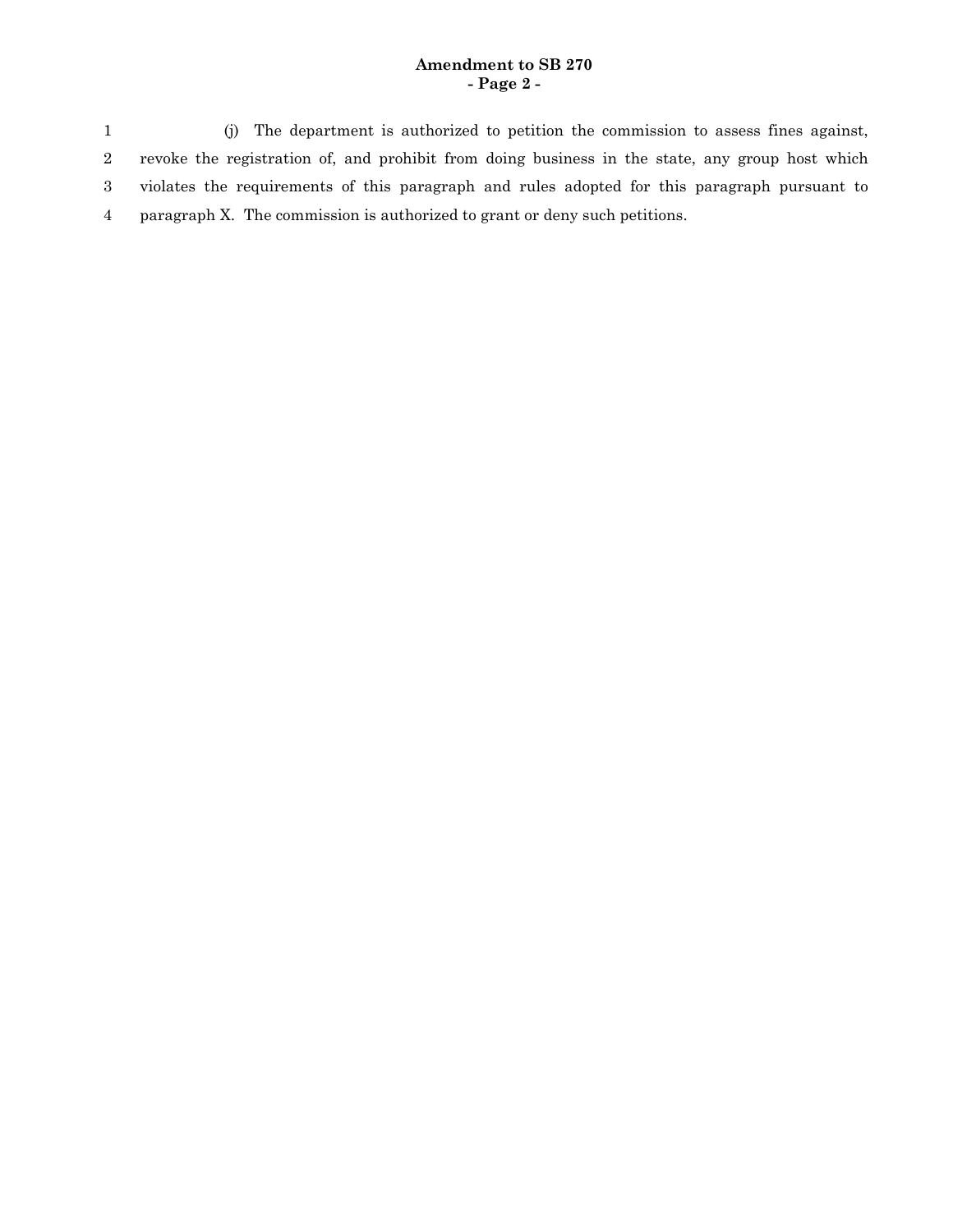(j) The department is authorized to petition the commission to assess fines against, revoke the registration of, and prohibit from doing business in the state, any group host which violates the requirements of this paragraph and rules adopted for this paragraph pursuant to paragraph X. The commission is authorized to grant or deny such petitions.